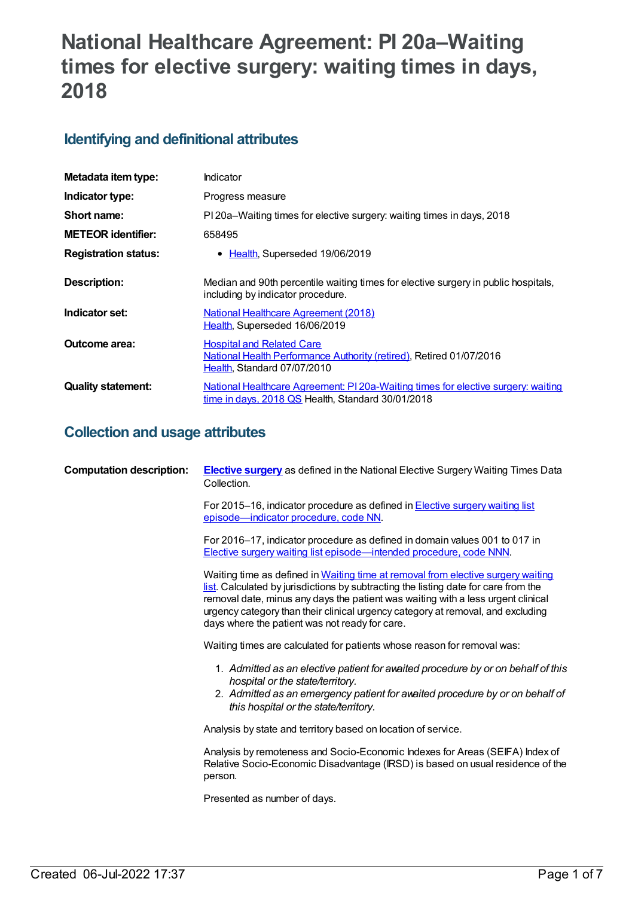# National Healthcare Agreement: PI 20a–Waiting times for elective surgery: waiting times in days, 2018

## Identifying and definitional attributes

| | |
|---|---|
| **Metadata item type:** | Indicator |
| **Indicator type:** | Progress measure |
| **Short name:** | PI 20a–Waiting times for elective surgery: waiting times in days, 2018 |
| **METEOR identifier:** | 658495 |
| **Registration status:** | • Health, Superseded 19/06/2019 |
| **Description:** | Median and 90th percentile waiting times for elective surgery in public hospitals, including by indicator procedure. |
| **Indicator set:** | National Healthcare Agreement (2018) Health, Superseded 16/06/2019 |
| **Outcome area:** | Hospital and Related Care National Health Performance Authority (retired), Retired 01/07/2016 Health, Standard 07/07/2010 |
| **Quality statement:** | National Healthcare Agreement: PI 20a-Waiting times for elective surgery: waiting time in days, 2018 QS Health, Standard 30/01/2018 |

## Collection and usage attributes

**Computation description:**

**Elective surgery** as defined in the National Elective Surgery Waiting Times Data Collection.

For 2015–16, indicator procedure as defined in Elective surgery waiting list episode—indicator procedure, code NN.

For 2016–17, indicator procedure as defined in domain values 001 to 017 in Elective surgery waiting list episode—intended procedure, code NNN.

Waiting time as defined in Waiting time at removal from elective surgery waiting list. Calculated by jurisdictions by subtracting the listing date for care from the removal date, minus any days the patient was waiting with a less urgent clinical urgency category than their clinical urgency category at removal, and excluding days where the patient was not ready for care.

Waiting times are calculated for patients whose reason for removal was:

1. *Admitted as an elective patient for awaited procedure by or on behalf of this hospital or the state/territory.*
2. *Admitted as an emergency patient for awaited procedure by or on behalf of this hospital or the state/territory.*

Analysis by state and territory based on location of service.

Analysis by remoteness and Socio-Economic Indexes for Areas (SEIFA) Index of Relative Socio-Economic Disadvantage (IRSD) is based on usual residence of the person.

Presented as number of days.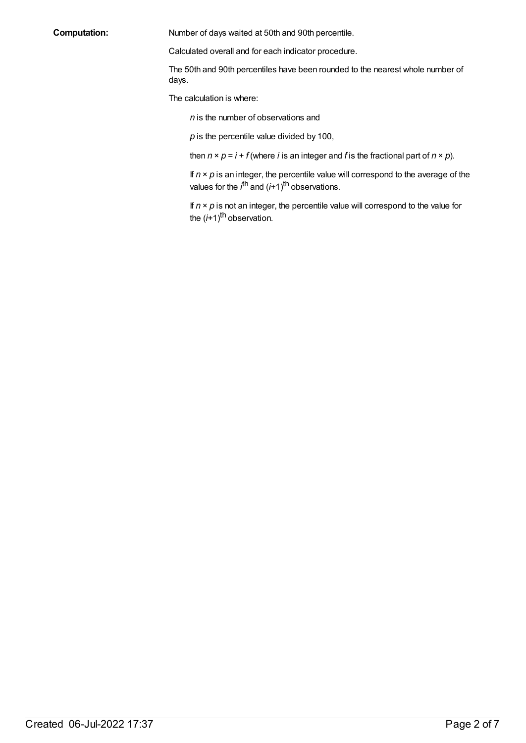**Computation:**

Number of days waited at 50th and 90th percentile.

Calculated overall and for each indicator procedure.

The 50th and 90th percentiles have been rounded to the nearest whole number of days.

The calculation is where:

> $n$ is the number of observations and
>
> $p$ is the percentile value divided by 100,
>
> then $n \times p = i + f$ (where $i$ is an integer and $f$ is the fractional part of $n \times p$).
>
> If $n \times p$ is an integer, the percentile value will correspond to the average of the values for the $i^{th}$ and $(i+1)^{th}$ observations.
>
> If $n \times p$ is not an integer, the percentile value will correspond to the value for the $(i+1)^{th}$ observation.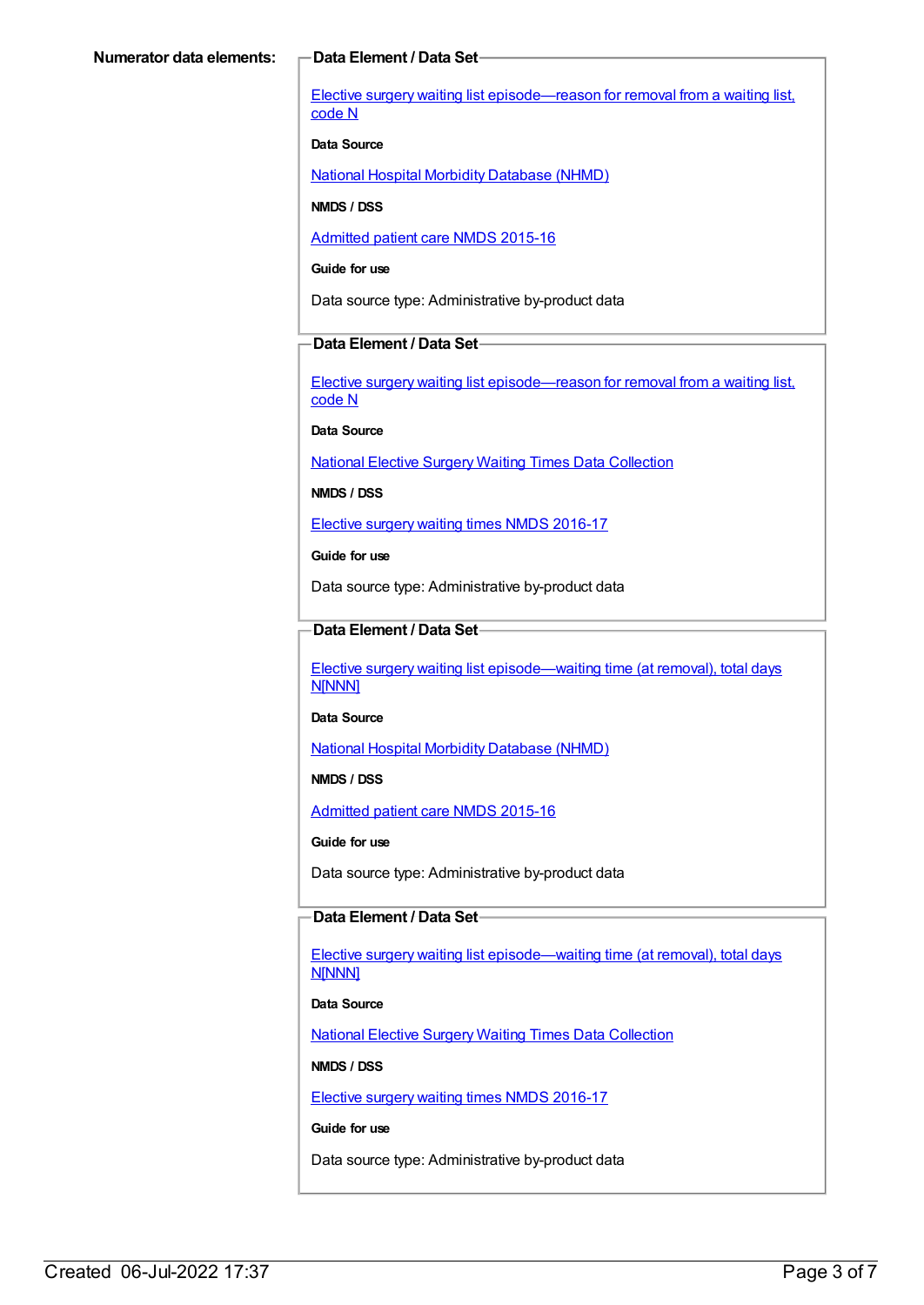**Numerator data elements:**

**Data Element / Data Set**

Elective surgery waiting list episode—reason for removal from a waiting list, code N

**Data Source**

National Hospital Morbidity Database (NHMD)

**NMDS / DSS**

Admitted patient care NMDS 2015-16

**Guide for use**

Data source type: Administrative by-product data

**Data Element / Data Set**

Elective surgery waiting list episode—reason for removal from a waiting list, code N

**Data Source**

National Elective Surgery Waiting Times Data Collection

**NMDS / DSS**

Elective surgery waiting times NMDS 2016-17

**Guide for use**

Data source type: Administrative by-product data

**Data Element / Data Set**

Elective surgery waiting list episode—waiting time (at removal), total days N[NNN]

**Data Source**

National Hospital Morbidity Database (NHMD)

**NMDS / DSS**

Admitted patient care NMDS 2015-16

**Guide for use**

Data source type: Administrative by-product data

**Data Element / Data Set**

Elective surgery waiting list episode—waiting time (at removal), total days N[NNN]

**Data Source**

National Elective Surgery Waiting Times Data Collection

**NMDS / DSS**

Elective surgery waiting times NMDS 2016-17

**Guide for use**

Data source type: Administrative by-product data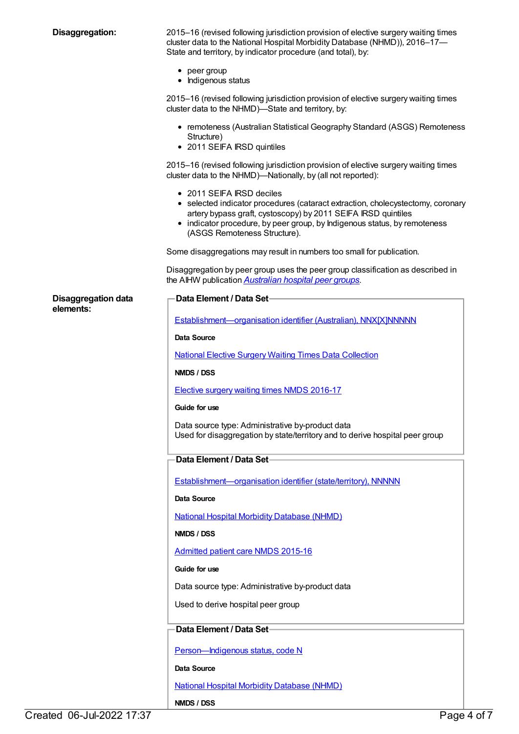**Disaggregation:**

2015–16 (revised following jurisdiction provision of elective surgery waiting times cluster data to the National Hospital Morbidity Database (NHMD)), 2016–17—State and territory, by indicator procedure (and total), by:

- peer group
- Indigenous status

2015–16 (revised following jurisdiction provision of elective surgery waiting times cluster data to the NHMD)—State and territory, by:

- remoteness (Australian Statistical Geography Standard (ASGS) Remoteness Structure)
- 2011 SEIFA IRSD quintiles

2015–16 (revised following jurisdiction provision of elective surgery waiting times cluster data to the NHMD)—Nationally, by (all not reported):

- 2011 SEIFA IRSD deciles
- selected indicator procedures (cataract extraction, cholecystectomy, coronary artery bypass graft, cystoscopy) by 2011 SEIFA IRSD quintiles
- indicator procedure, by peer group, by Indigenous status, by remoteness (ASGS Remoteness Structure).

Some disaggregations may result in numbers too small for publication.

Disaggregation by peer group uses the peer group classification as described in the AIHW publication *Australian hospital peer groups*.

**Disaggregation data elements:**

**Data Element / Data Set**

Establishment—organisation identifier (Australian), NNX[X]NNNNN

**Data Source**

National Elective Surgery Waiting Times Data Collection

**NMDS / DSS**

Elective surgery waiting times NMDS 2016-17

**Guide for use**

Data source type: Administrative by-product data
Used for disaggregation by state/territory and to derive hospital peer group

**Data Element / Data Set**

Establishment—organisation identifier (state/territory), NNNNN

**Data Source**

National Hospital Morbidity Database (NHMD)

**NMDS / DSS**

Admitted patient care NMDS 2015-16

**Guide for use**

Data source type: Administrative by-product data

Used to derive hospital peer group

**Data Element / Data Set**

Person—Indigenous status, code N

**Data Source**

National Hospital Morbidity Database (NHMD)

**NMDS / DSS**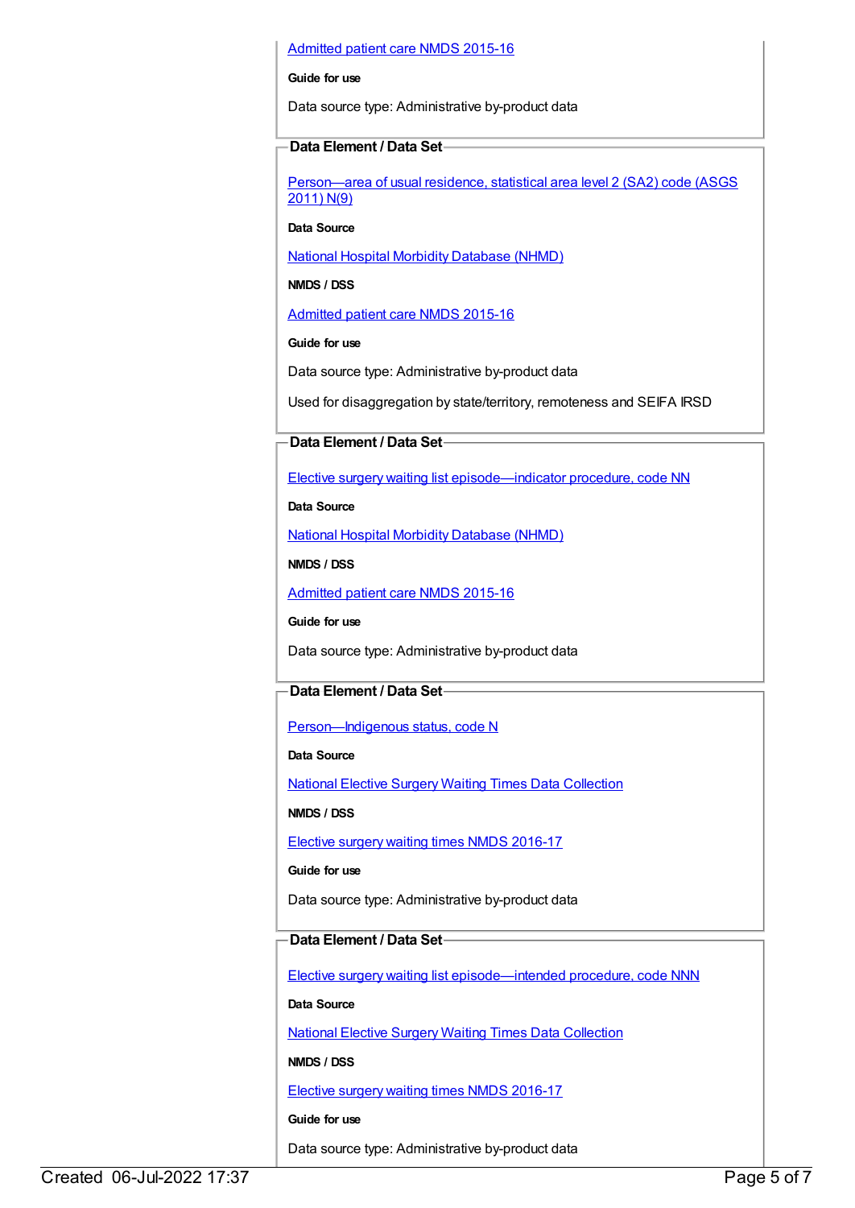Admitted patient care NMDS 2015-16

**Guide for use**

Data source type: Administrative by-product data

**Data Element / Data Set**

Person—area of usual residence, statistical area level 2 (SA2) code (ASGS 2011) N(9)

**Data Source**

National Hospital Morbidity Database (NHMD)

**NMDS / DSS**

Admitted patient care NMDS 2015-16

**Guide for use**

Data source type: Administrative by-product data

Used for disaggregation by state/territory, remoteness and SEIFA IRSD

**Data Element / Data Set**

Elective surgery waiting list episode—indicator procedure, code NN

**Data Source**

National Hospital Morbidity Database (NHMD)

**NMDS / DSS**

Admitted patient care NMDS 2015-16

**Guide for use**

Data source type: Administrative by-product data

**Data Element / Data Set**

Person—Indigenous status, code N

**Data Source**

National Elective Surgery Waiting Times Data Collection

**NMDS / DSS**

Elective surgery waiting times NMDS 2016-17

**Guide for use**

Data source type: Administrative by-product data

**Data Element / Data Set**

Elective surgery waiting list episode—intended procedure, code NNN

**Data Source**

National Elective Surgery Waiting Times Data Collection

**NMDS / DSS**

Elective surgery waiting times NMDS 2016-17

**Guide for use**

Data source type: Administrative by-product data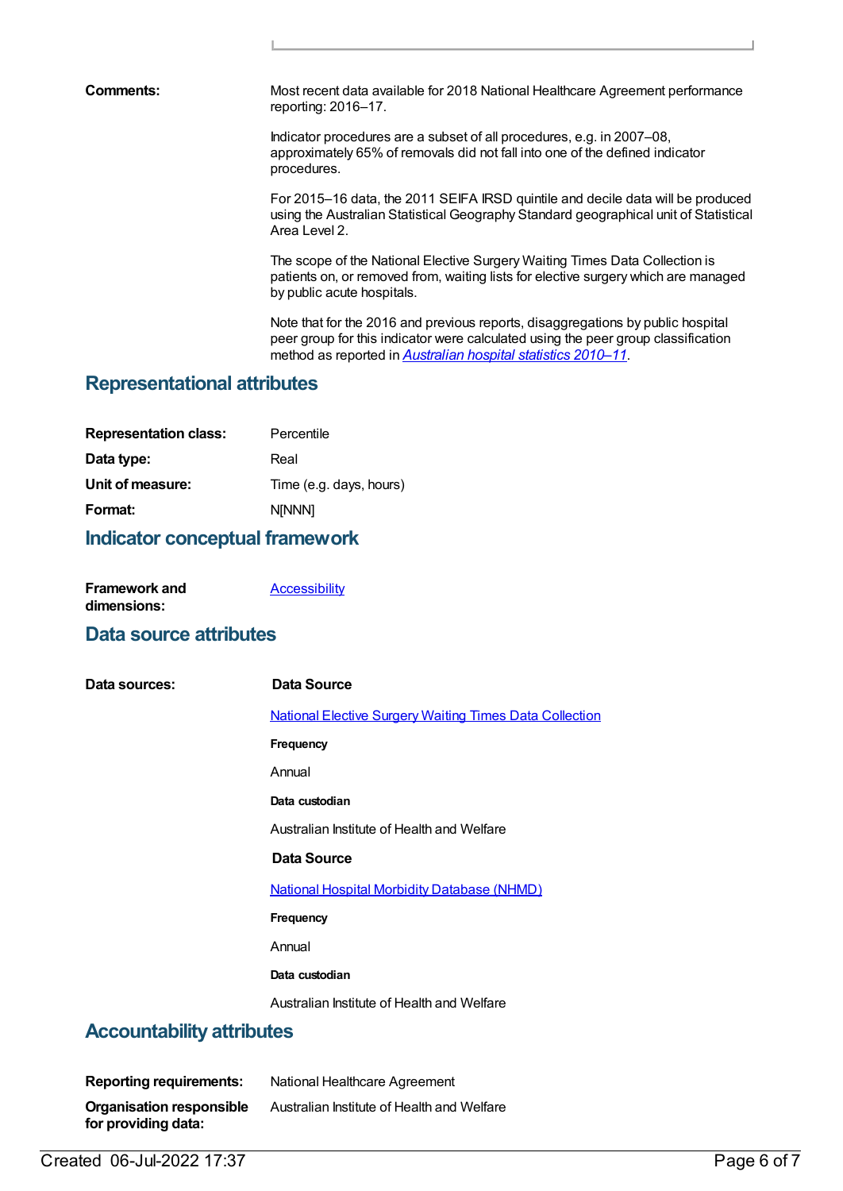**Comments:** Most recent data available for 2018 National Healthcare Agreement performance reporting: 2016–17.

Indicator procedures are a subset of all procedures, e.g. in 2007–08, approximately 65% of removals did not fall into one of the defined indicator procedures.

For 2015–16 data, the 2011 SEIFA IRSD quintile and decile data will be produced using the Australian Statistical Geography Standard geographical unit of Statistical Area Level 2.

The scope of the National Elective Surgery Waiting Times Data Collection is patients on, or removed from, waiting lists for elective surgery which are managed by public acute hospitals.

Note that for the 2016 and previous reports, disaggregations by public hospital peer group for this indicator were calculated using the peer group classification method as reported in *Australian hospital statistics 2010–11*.

## Representational attributes

**Representation class:** Percentile

**Data type:** Real

**Unit of measure:** Time (e.g. days, hours)

**Format:** N[NNN]

## Indicator conceptual framework

**Framework and dimensions:** Accessibility

## Data source attributes

**Data sources:**

**Data Source**

National Elective Surgery Waiting Times Data Collection

**Frequency**

Annual

**Data custodian**

Australian Institute of Health and Welfare

**Data Source**

National Hospital Morbidity Database (NHMD)

**Frequency**

Annual

**Data custodian**

Australian Institute of Health and Welfare

## Accountability attributes

**Reporting requirements:** National Healthcare Agreement

**Organisation responsible for providing data:** Australian Institute of Health and Welfare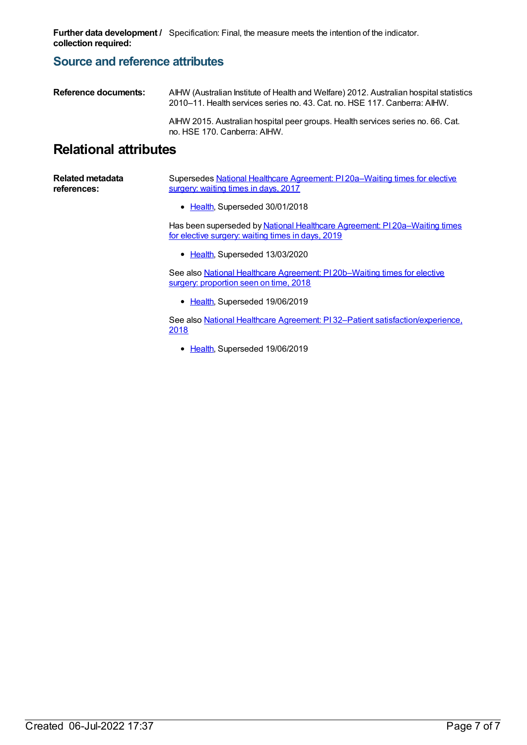**Further data development / collection required:** Specification: Final, the measure meets the intention of the indicator.

## Source and reference attributes

**Reference documents:** AIHW (Australian Institute of Health and Welfare) 2012. Australian hospital statistics 2010–11. Health services series no. 43. Cat. no. HSE 117. Canberra: AIHW.

AIHW 2015. Australian hospital peer groups. Health services series no. 66. Cat. no. HSE 170. Canberra: AIHW.

# Relational attributes

**Related metadata references:**

Supersedes National Healthcare Agreement: PI 20a–Waiting times for elective surgery: waiting times in days, 2017

- Health, Superseded 30/01/2018

Has been superseded by National Healthcare Agreement: PI 20a–Waiting times for elective surgery: waiting times in days, 2019

- Health, Superseded 13/03/2020

See also National Healthcare Agreement: PI 20b–Waiting times for elective surgery: proportion seen on time, 2018

- Health, Superseded 19/06/2019

See also National Healthcare Agreement: PI 32–Patient satisfaction/experience, 2018

- Health, Superseded 19/06/2019